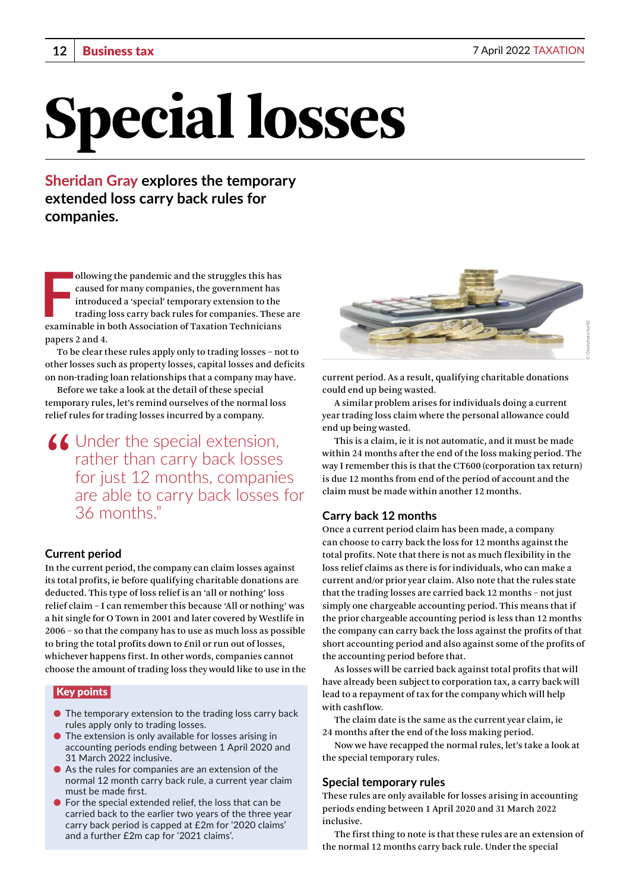# Special losses

**Sheridan Gray explores the temporary extended loss carry back rules for companies.**

Following the pandemic and the struggles this has caused for many companies, the government has introduced a 'special' temporary extension to the trading loss carry back rules for companies. These are examinable in both Association of Taxation Technicians papers 2 and 4.

To be clear these rules apply only to trading losses – not to other losses such as property losses, capital losses and deficits on non-trading loan relationships that a company may have.

Before we take a look at the detail of these special temporary rules, let's remind ourselves of the normal loss relief rules for trading losses incurred by a company.

> "Under the special extension, rather than carry back losses for just 12 months, companies are able to carry back losses for 36 months."

## Current period

In the current period, the company can claim losses against its total profits, ie before qualifying charitable donations are deducted. This type of loss relief is an 'all or nothing' loss relief claim – I can remember this because 'All or nothing' was a hit single for O Town in 2001 and later covered by Westlife in 2006 – so that the company has to use as much loss as possible to bring the total profits down to £nil or run out of losses, whichever happens first. In other words, companies cannot choose the amount of trading loss they would like to use in the current period. As a result, qualifying charitable donations could end up being wasted.

A similar problem arises for individuals doing a current year trading loss claim where the personal allowance could end up being wasted.

This is a claim, ie it is not automatic, and it must be made within 24 months after the end of the loss making period. The way I remember this is that the CT600 (corporation tax return) is due 12 months from end of the period of account and the claim must be made within another 12 months.

### Key points

- The temporary extension to the trading loss carry back rules apply only to trading losses.
- The extension is only available for losses arising in accounting periods ending between 1 April 2020 and 31 March 2022 inclusive.
- As the rules for companies are an extension of the normal 12 month carry back rule, a current year claim must be made first.
- For the special extended relief, the loss that can be carried back to the earlier two years of the three year carry back period is capped at £2m for '2020 claims' and a further £2m cap for '2021 claims'.

## Carry back 12 months

Once a current period claim has been made, a company can choose to carry back the loss for 12 months against the total profits. Note that there is not as much flexibility in the loss relief claims as there is for individuals, who can make a current and/or prior year claim. Also note that the rules state that the trading losses are carried back 12 months – not just simply one chargeable accounting period. This means that if the prior chargeable accounting period is less than 12 months the company can carry back the loss against the profits of that short accounting period and also against some of the profits of the accounting period before that.

As losses will be carried back against total profits that will have already been subject to corporation tax, a carry back will lead to a repayment of tax for the company which will help with cashflow.

The claim date is the same as the current year claim, ie 24 months after the end of the loss making period.

Now we have recapped the normal rules, let's take a look at the special temporary rules.

## Special temporary rules

These rules are only available for losses arising in accounting periods ending between 1 April 2020 and 31 March 2022 inclusive.

The first thing to note is that these rules are an extension of the normal 12 months carry back rule. Under the special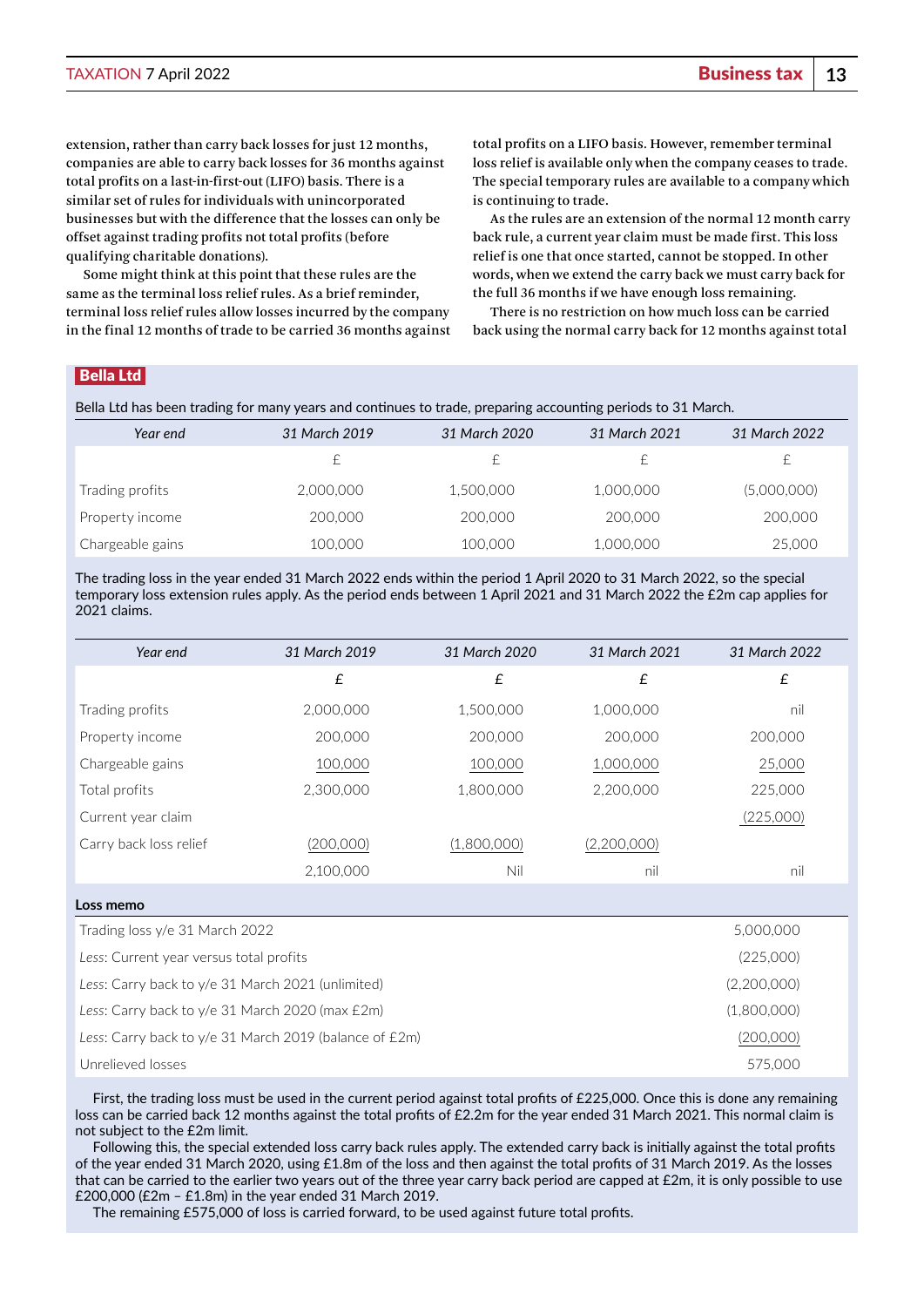extension, rather than carry back losses for just 12 months, companies are able to carry back losses for 36 months against total profits on a last-in-first-out (LIFO) basis. There is a similar set of rules for individuals with unincorporated businesses but with the difference that the losses can only be offset against trading profits not total profits (before qualifying charitable donations).

Some might think at this point that these rules are the same as the terminal loss relief rules. As a brief reminder, terminal loss relief rules allow losses incurred by the company in the final 12 months of trade to be carried 36 months against total profits on a LIFO basis. However, remember terminal loss relief is available only when the company ceases to trade. The special temporary rules are available to a company which is continuing to trade.

As the rules are an extension of the normal 12 month carry back rule, a current year claim must be made first. This loss relief is one that once started, cannot be stopped. In other words, when we extend the carry back we must carry back for the full 36 months if we have enough loss remaining.

There is no restriction on how much loss can be carried back using the normal carry back for 12 months against total

**Bella Ltd**

Bella Ltd has been trading for many years and continues to trade, preparing accounting periods to 31 March.

| *Year end* | *31 March 2019* | *31 March 2020* | *31 March 2021* | *31 March 2022* |
|---|---|---|---|---|
| | £ | £ | £ | £ |
| Trading profits | 2,000,000 | 1,500,000 | 1,000,000 | (5,000,000) |
| Property income | 200,000 | 200,000 | 200,000 | 200,000 |
| Chargeable gains | 100,000 | 100,000 | 1,000,000 | 25,000 |

The trading loss in the year ended 31 March 2022 ends within the period 1 April 2020 to 31 March 2022, so the special temporary loss extension rules apply. As the period ends between 1 April 2021 and 31 March 2022 the £2m cap applies for 2021 claims.

| *Year end* | *31 March 2019* | *31 March 2020* | *31 March 2021* | *31 March 2022* |
|---|---|---|---|---|
| | *£* | *£* | *£* | *£* |
| Trading profits | 2,000,000 | 1,500,000 | 1,000,000 | nil |
| Property income | 200,000 | 200,000 | 200,000 | 200,000 |
| Chargeable gains | 100,000 | 100,000 | 1,000,000 | 25,000 |
| Total profits | 2,300,000 | 1,800,000 | 2,200,000 | 225,000 |
| Current year claim | | | | (225,000) |
| Carry back loss relief | (200,000) | (1,800,000) | (2,200,000) | |
| | 2,100,000 | Nil | nil | nil |

**Loss memo**

| | |
|---|---|
| Trading loss y/e 31 March 2022 | 5,000,000 |
| *Less*: Current year versus total profits | (225,000) |
| *Less*: Carry back to y/e 31 March 2021 (unlimited) | (2,200,000) |
| *Less*: Carry back to y/e 31 March 2020 (max £2m) | (1,800,000) |
| *Less*: Carry back to y/e 31 March 2019 (balance of £2m) | (200,000) |
| Unrelieved losses | 575,000 |

First, the trading loss must be used in the current period against total profits of £225,000. Once this is done any remaining loss can be carried back 12 months against the total profits of £2.2m for the year ended 31 March 2021. This normal claim is not subject to the £2m limit.

Following this, the special extended loss carry back rules apply. The extended carry back is initially against the total profits of the year ended 31 March 2020, using £1.8m of the loss and then against the total profits of 31 March 2019. As the losses that can be carried to the earlier two years out of the three year carry back period are capped at £2m, it is only possible to use £200,000 (£2m – £1.8m) in the year ended 31 March 2019.

The remaining £575,000 of loss is carried forward, to be used against future total profits.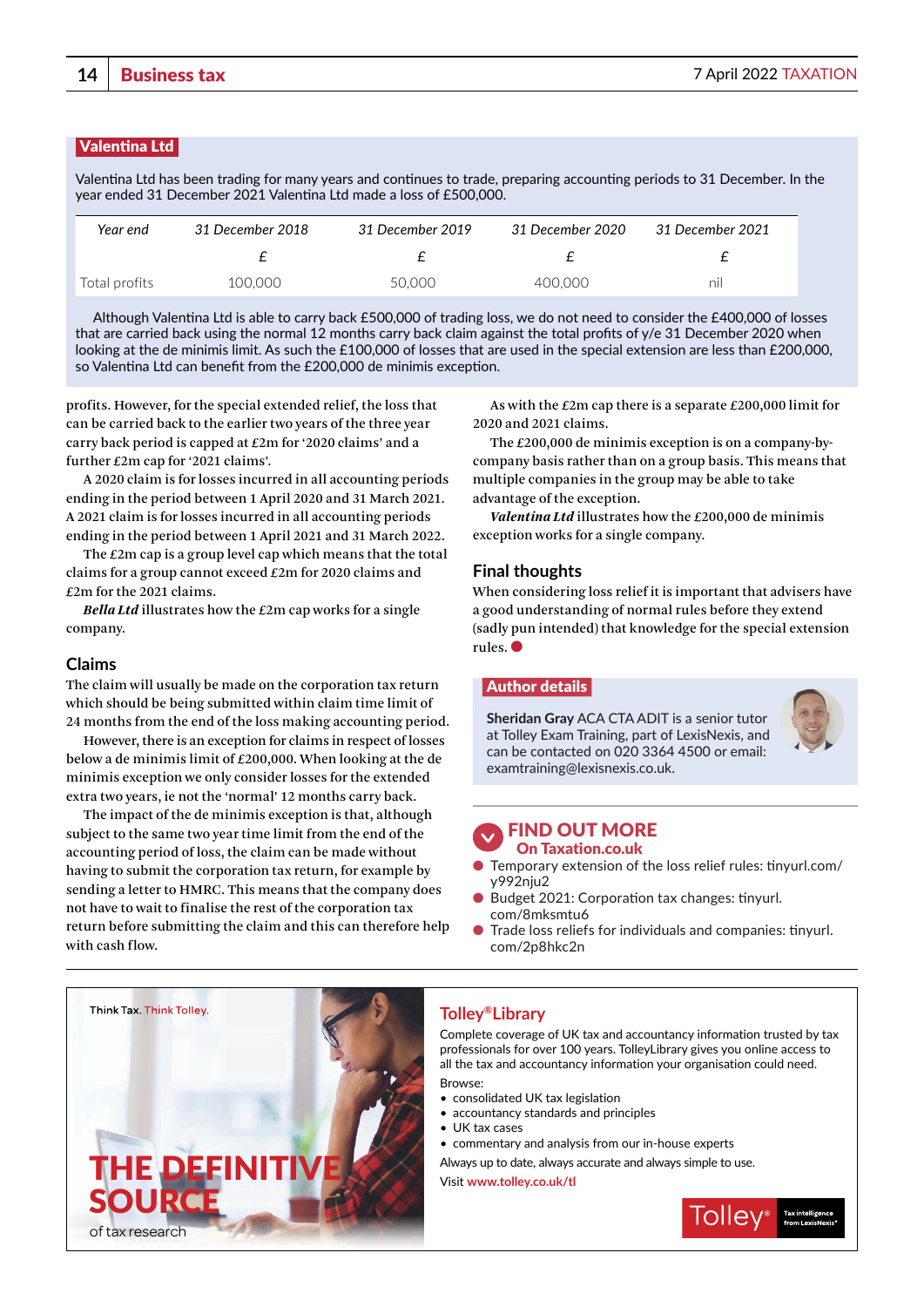## Valentina Ltd

Valentina Ltd has been trading for many years and continues to trade, preparing accounting periods to 31 December. In the year ended 31 December 2021 Valentina Ltd made a loss of £500,000.

| *Year end* | *31 December 2018* | *31 December 2019* | *31 December 2020* | *31 December 2021* |
|---|---|---|---|---|
| | *£* | *£* | *£* | *£* |
| Total profits | 100,000 | 50,000 | 400,000 | nil |

Although Valentina Ltd is able to carry back £500,000 of trading loss, we do not need to consider the £400,000 of losses that are carried back using the normal 12 months carry back claim against the total profits of y/e 31 December 2020 when looking at the de minimis limit. As such the £100,000 of losses that are used in the special extension are less than £200,000, so Valentina Ltd can benefit from the £200,000 de minimis exception.

profits. However, for the special extended relief, the loss that can be carried back to the earlier two years of the three year carry back period is capped at £2m for '2020 claims' and a further £2m cap for '2021 claims'.

A 2020 claim is for losses incurred in all accounting periods ending in the period between 1 April 2020 and 31 March 2021. A 2021 claim is for losses incurred in all accounting periods ending in the period between 1 April 2021 and 31 March 2022.

The £2m cap is a group level cap which means that the total claims for a group cannot exceed £2m for 2020 claims and £2m for the 2021 claims.

***Bella Ltd*** illustrates how the £2m cap works for a single company.

### Claims

The claim will usually be made on the corporation tax return which should be being submitted within claim time limit of 24 months from the end of the loss making accounting period.

However, there is an exception for claims in respect of losses below a de minimis limit of £200,000. When looking at the de minimis exception we only consider losses for the extended extra two years, ie not the 'normal' 12 months carry back.

The impact of the de minimis exception is that, although subject to the same two year time limit from the end of the accounting period of loss, the claim can be made without having to submit the corporation tax return, for example by sending a letter to HMRC. This means that the company does not have to wait to finalise the rest of the corporation tax return before submitting the claim and this can therefore help with cash flow.

As with the £2m cap there is a separate £200,000 limit for 2020 and 2021 claims.

The £200,000 de minimis exception is on a company-by-company basis rather than on a group basis. This means that multiple companies in the group may be able to take advantage of the exception.

***Valentina Ltd*** illustrates how the £200,000 de minimis exception works for a single company.

### Final thoughts

When considering loss relief it is important that advisers have a good understanding of normal rules before they extend (sadly pun intended) that knowledge for the special extension rules.

### Author details

**Sheridan Gray** ACA CTA ADIT is a senior tutor at Tolley Exam Training, part of LexisNexis, and can be contacted on 020 3364 4500 or email: examtraining@lexisnexis.co.uk.

### FIND OUT MORE
**On Taxation.co.uk**

- Temporary extension of the loss relief rules: tinyurl.com/y992nju2
- Budget 2021: Corporation tax changes: tinyurl.com/8mksmtu6
- Trade loss reliefs for individuals and companies: tinyurl.com/2p8hkc2n

Think Tax. Think Tolley.

THE DEFINITIVE SOURCE of tax research

### Tolley®Library

Complete coverage of UK tax and accountancy information trusted by tax professionals for over 100 years. TolleyLibrary gives you online access to all the tax and accountancy information your organisation could need.

Browse:

- consolidated UK tax legislation
- accountancy standards and principles
- UK tax cases
- commentary and analysis from our in-house experts

Always up to date, always accurate and always simple to use.

Visit www.tolley.co.uk/tl

Tolley® Tax intelligence from LexisNexis®